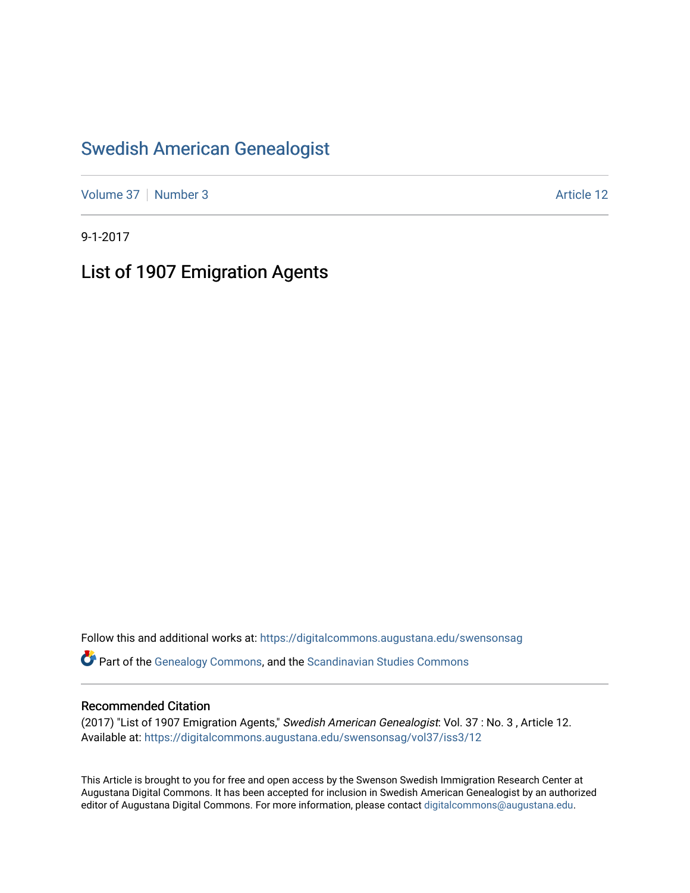# Swedish American Genealogist

Volume 37 | Number 3 | Article 12

9-1-2017

## List of 1907 Emigration Agents

Follow this and additional works at: https://digitalcommons.augustana.edu/swensonsag

Part of the Genealogy Commons, and the Scandinavian Studies Commons

### Recommended Citation

(2017) "List of 1907 Emigration Agents," *Swedish American Genealogist*: Vol. 37 : No. 3 , Article 12.
Available at: https://digitalcommons.augustana.edu/swensonsag/vol37/iss3/12

This Article is brought to you for free and open access by the Swenson Swedish Immigration Research Center at Augustana Digital Commons. It has been accepted for inclusion in Swedish American Genealogist by an authorized editor of Augustana Digital Commons. For more information, please contact digitalcommons@augustana.edu.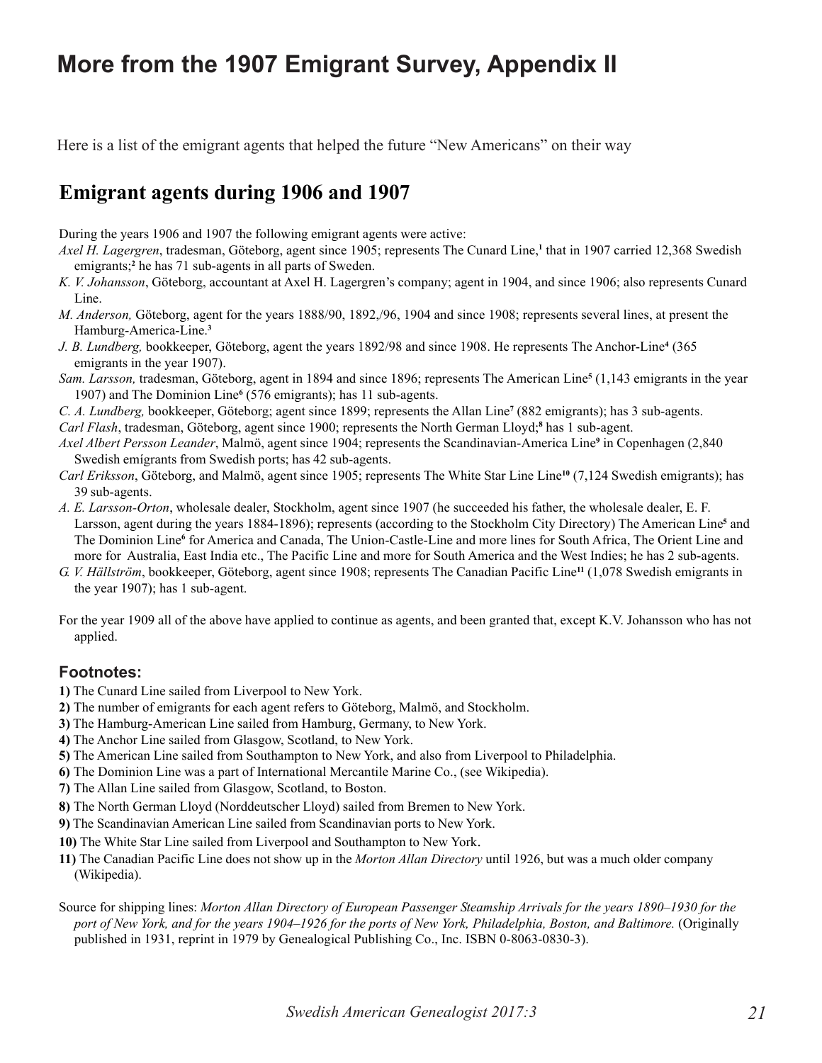# More from the 1907 Emigrant Survey, Appendix II

Here is a list of the emigrant agents that helped the future "New Americans" on their way

## Emigrant agents during 1906 and 1907

During the years 1906 and 1907 the following emigrant agents were active:

*Axel H. Lagergren*, tradesman, Göteborg, agent since 1905; represents The Cunard Line,[1] that in 1907 carried 12,368 Swedish emigrants;[2] he has 71 sub-agents in all parts of Sweden.

*K. V. Johansson*, Göteborg, accountant at Axel H. Lagergren's company; agent in 1904, and since 1906; also represents Cunard Line.

*M. Anderson,* Göteborg, agent for the years 1888/90, 1892,/96, 1904 and since 1908; represents several lines, at present the Hamburg-America-Line.[3]

*J. B. Lundberg,* bookkeeper, Göteborg, agent the years 1892/98 and since 1908. He represents The Anchor-Line[4] (365 emigrants in the year 1907).

*Sam. Larsson,* tradesman, Göteborg, agent in 1894 and since 1896; represents The American Line[5] (1,143 emigrants in the year 1907) and The Dominion Line[6] (576 emigrants); has 11 sub-agents.

*C. A. Lundberg,* bookkeeper, Göteborg; agent since 1899; represents the Allan Line[7] (882 emigrants); has 3 sub-agents.

*Carl Flash*, tradesman, Göteborg, agent since 1900; represents the North German Lloyd;[8] has 1 sub-agent.

*Axel Albert Persson Leander*, Malmö, agent since 1904; represents the Scandinavian-America Line[9] in Copenhagen (2,840 Swedish emígrants from Swedish ports; has 42 sub-agents.

*Carl Eriksson*, Göteborg, and Malmö, agent since 1905; represents The White Star Line Line[10] (7,124 Swedish emigrants); has 39 sub-agents.

*A. E. Larsson-Orton*, wholesale dealer, Stockholm, agent since 1907 (he succeeded his father, the wholesale dealer, E. F. Larsson, agent during the years 1884-1896); represents (according to the Stockholm City Directory) The American Line[5] and The Dominion Line[6] for America and Canada, The Union-Castle-Line and more lines for South Africa, The Orient Line and more for Australia, East India etc., The Pacific Line and more for South America and the West Indies; he has 2 sub-agents.

*G. V. Hällström*, bookkeeper, Göteborg, agent since 1908; represents The Canadian Pacific Line[11] (1,078 Swedish emigrants in the year 1907); has 1 sub-agent.

For the year 1909 all of the above have applied to continue as agents, and been granted that, except K.V. Johansson who has not applied.

### Footnotes:

**1)** The Cunard Line sailed from Liverpool to New York.

**2)** The number of emigrants for each agent refers to Göteborg, Malmö, and Stockholm.

**3)** The Hamburg-American Line sailed from Hamburg, Germany, to New York.

**4)** The Anchor Line sailed from Glasgow, Scotland, to New York.

**5)** The American Line sailed from Southampton to New York, and also from Liverpool to Philadelphia.

**6)** The Dominion Line was a part of International Mercantile Marine Co., (see Wikipedia).

**7)** The Allan Line sailed from Glasgow, Scotland, to Boston.

**8)** The North German Lloyd (Norddeutscher Lloyd) sailed from Bremen to New York.

**9)** The Scandinavian American Line sailed from Scandinavian ports to New York.

**10)** The White Star Line sailed from Liverpool and Southampton to New York.

**11)** The Canadian Pacific Line does not show up in the *Morton Allan Directory* until 1926, but was a much older company (Wikipedia).

Source for shipping lines: *Morton Allan Directory of European Passenger Steamship Arrivals for the years 1890–1930 for the port of New York, and for the years 1904–1926 for the ports of New York, Philadelphia, Boston, and Baltimore.* (Originally published in 1931, reprint in 1979 by Genealogical Publishing Co., Inc. ISBN 0-8063-0830-3).